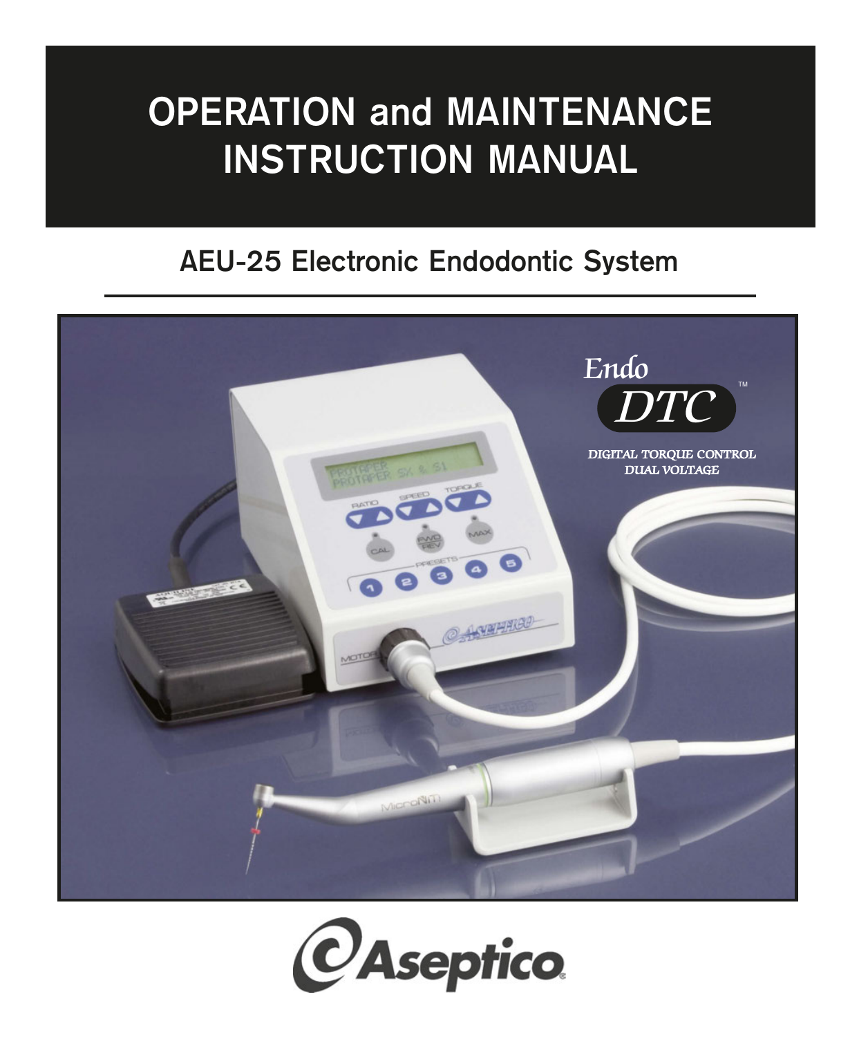# OPERATION and MAINTENANCE INSTRUCTION MANUAL

## AEU-25 Electronic Endodontic System

Endo DTC™

DIGITAL TORQUE CONTROL
DUAL VOLTAGE

Aseptico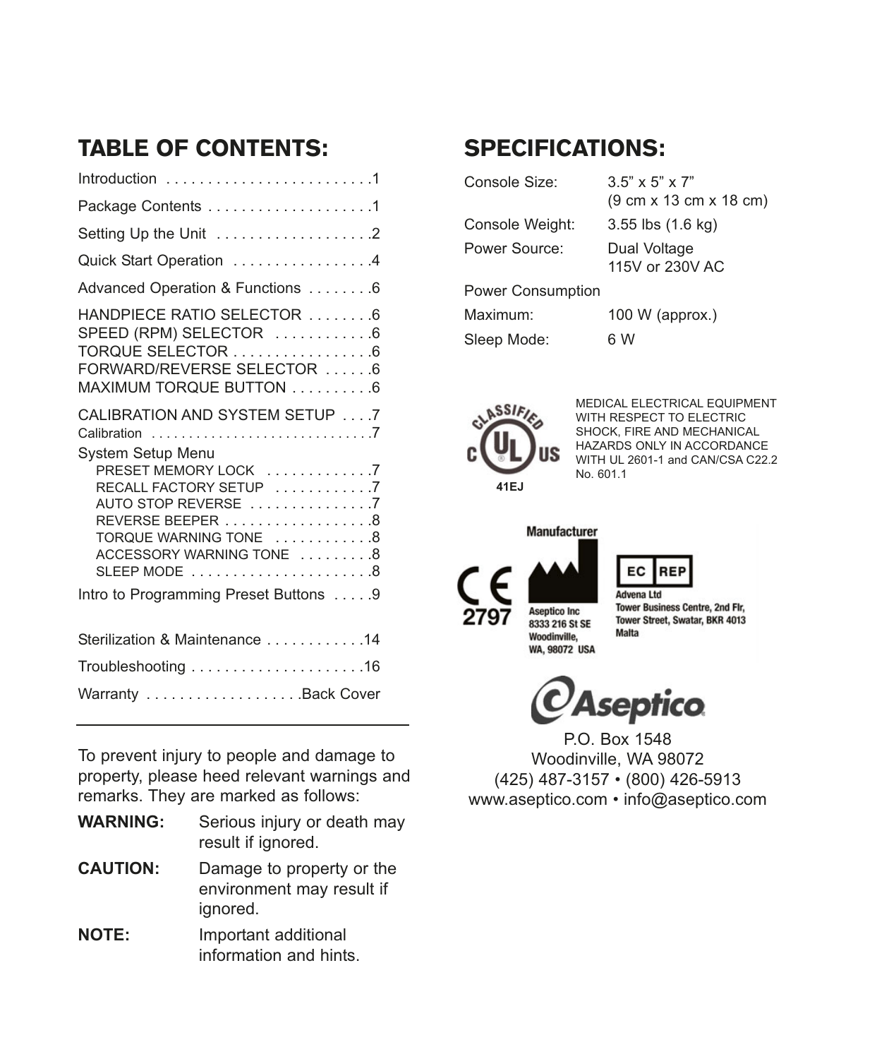## TABLE OF CONTENTS:

Introduction . . . . . . . . . . . . . . . . . . . . . . . . .1

Package Contents . . . . . . . . . . . . . . . . . . . .1

Setting Up the Unit . . . . . . . . . . . . . . . . . . .2

Quick Start Operation . . . . . . . . . . . . . . . . .4

Advanced Operation & Functions . . . . . . . .6

HANDPIECE RATIO SELECTOR . . . . . . . .6
SPEED (RPM) SELECTOR . . . . . . . . . . . .6
TORQUE SELECTOR . . . . . . . . . . . . . . . . .6
FORWARD/REVERSE SELECTOR . . . . . .6
MAXIMUM TORQUE BUTTON . . . . . . . . . .6

CALIBRATION AND SYSTEM SETUP . . . .7
Calibration . . . . . . . . . . . . . . . . . . . . . . . . . . . . .7
System Setup Menu
- PRESET MEMORY LOCK . . . . . . . . . . . . .7
- RECALL FACTORY SETUP . . . . . . . . . . . .7
- AUTO STOP REVERSE . . . . . . . . . . . . . . .7
- REVERSE BEEPER . . . . . . . . . . . . . . . . . .8
- TORQUE WARNING TONE . . . . . . . . . . . .8
- ACCESSORY WARNING TONE . . . . . . . . .8
- SLEEP MODE . . . . . . . . . . . . . . . . . . . . . .8

Intro to Programming Preset Buttons . . . . .9

Sterilization & Maintenance . . . . . . . . . . . .14

Troubleshooting . . . . . . . . . . . . . . . . . . . . .16

Warranty . . . . . . . . . . . . . . . . . . .Back Cover

---

To prevent injury to people and damage to property, please heed relevant warnings and remarks. They are marked as follows:

**WARNING:** Serious injury or death may result if ignored.

**CAUTION:** Damage to property or the environment may result if ignored.

**NOTE:** Important additional information and hints.

## SPECIFICATIONS:

| | |
|---|---|
| Console Size: | 3.5” x 5” x 7” (9 cm x 13 cm x 18 cm) |
| Console Weight: | 3.55 lbs (1.6 kg) |
| Power Source: | Dual Voltage 115V or 230V AC |
| Power Consumption | |
| Maximum: | 100 W (approx.) |
| Sleep Mode: | 6 W |

CLASSIFIED c UL US
41EJ

MEDICAL ELECTRICAL EQUIPMENT WITH RESPECT TO ELECTRIC SHOCK, FIRE AND MECHANICAL HAZARDS ONLY IN ACCORDANCE WITH UL 2601-1 and CAN/CSA C22.2 No. 601.1

CE 2797

Manufacturer
Aseptico Inc
8333 216 St SE
Woodinville,
WA, 98072 USA

EC REP
Advena Ltd
Tower Business Centre, 2nd Flr,
Tower Street, Swatar, BKR 4013
Malta

Aseptico

P.O. Box 1548
Woodinville, WA 98072
(425) 487-3157 • (800) 426-5913
www.aseptico.com • info@aseptico.com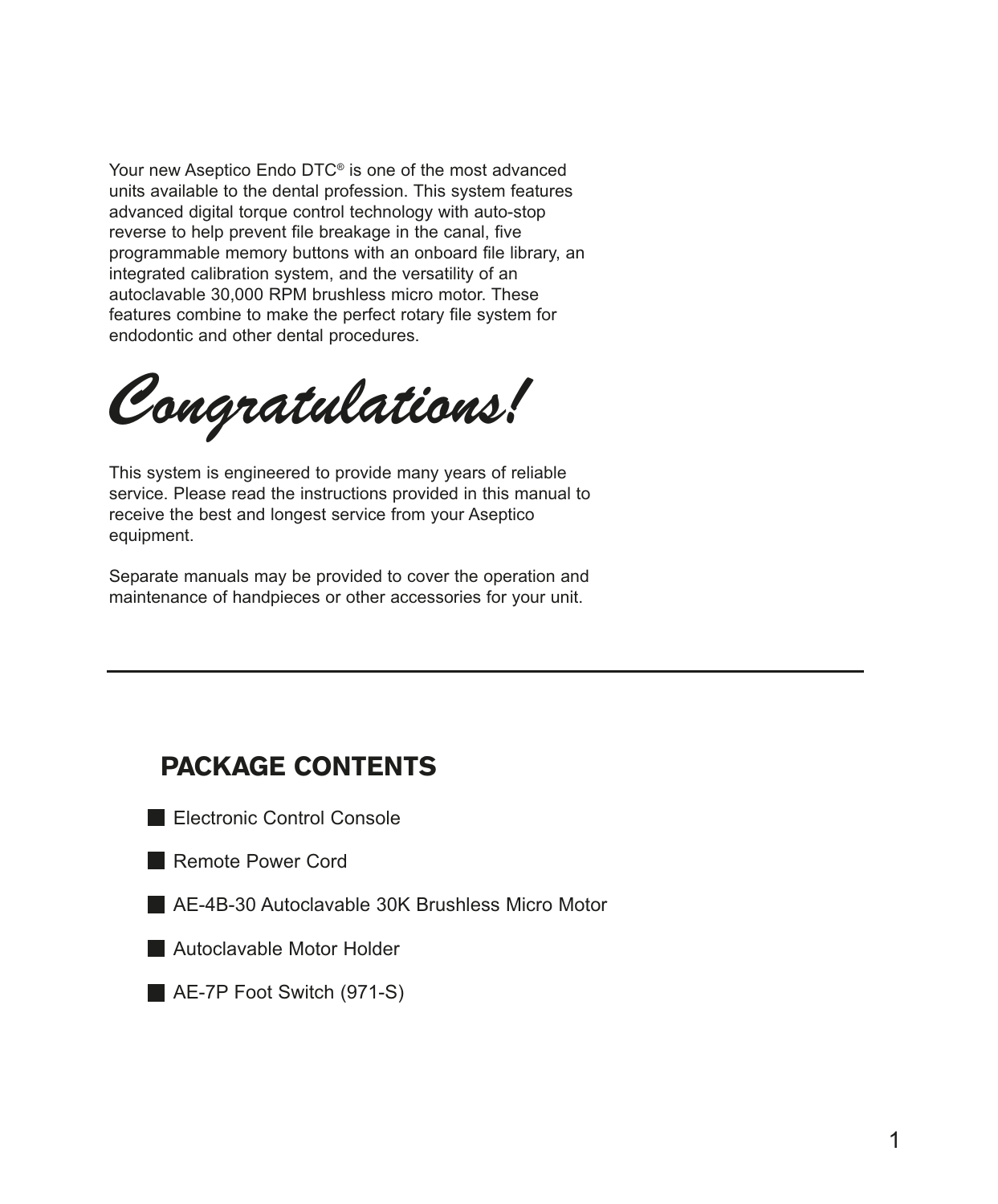Your new Aseptico Endo DTC® is one of the most advanced units available to the dental profession. This system features advanced digital torque control technology with auto-stop reverse to help prevent file breakage in the canal, five programmable memory buttons with an onboard file library, an integrated calibration system, and the versatility of an autoclavable 30,000 RPM brushless micro motor. These features combine to make the perfect rotary file system for endodontic and other dental procedures.

*Congratulations!*

This system is engineered to provide many years of reliable service. Please read the instructions provided in this manual to receive the best and longest service from your Aseptico equipment.

Separate manuals may be provided to cover the operation and maintenance of handpieces or other accessories for your unit.

---

## PACKAGE CONTENTS

- Electronic Control Console
- Remote Power Cord
- AE-4B-30 Autoclavable 30K Brushless Micro Motor
- Autoclavable Motor Holder
- AE-7P Foot Switch (971-S)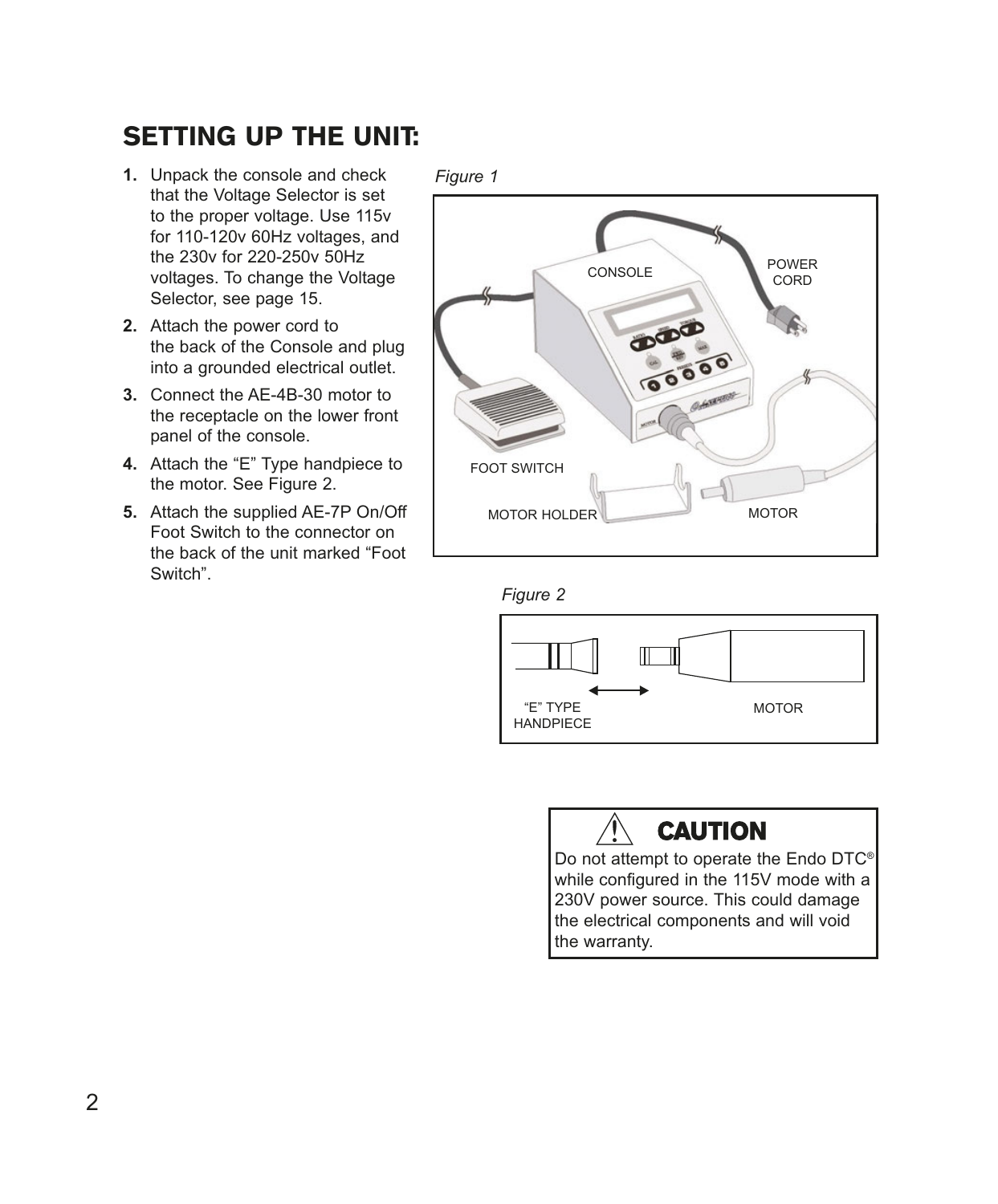# SETTING UP THE UNIT:

1. Unpack the console and check that the Voltage Selector is set to the proper voltage. Use 115v for 110-120v 60Hz voltages, and the 230v for 220-250v 50Hz voltages. To change the Voltage Selector, see page 15.
2. Attach the power cord to the back of the Console and plug into a grounded electrical outlet.
3. Connect the AE-4B-30 motor to the receptacle on the lower front panel of the console.
4. Attach the "E" Type handpiece to the motor. See Figure 2.
5. Attach the supplied AE-7P On/Off Foot Switch to the connector on the back of the unit marked "Foot Switch".

*Figure 1*

CONSOLE

POWER CORD

FOOT SWITCH

MOTOR HOLDER

MOTOR

*Figure 2*

"E" TYPE HANDPIECE

MOTOR

**CAUTION**

Do not attempt to operate the Endo DTC® while configured in the 115V mode with a 230V power source. This could damage the electrical components and will void the warranty.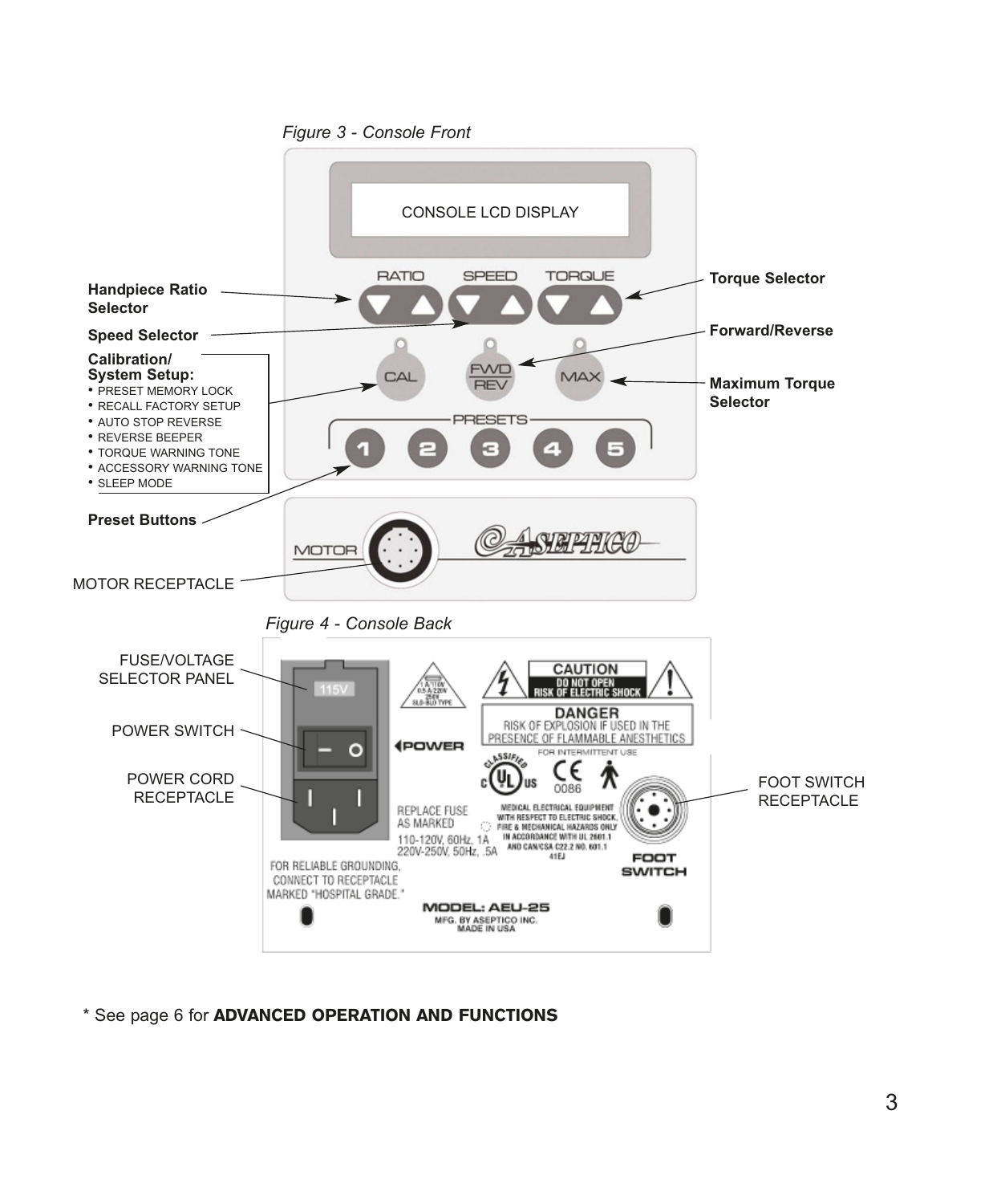*Figure 3 - Console Front*

CONSOLE LCD DISPLAY

RATIO SPEED TORQUE

CAL FWD/REV MAX

PRESETS 1 2 3 4 5

MOTOR

ASEPTICO

**Handpiece Ratio Selector**

**Speed Selector**

**Calibration/ System Setup:**
- PRESET MEMORY LOCK
- RECALL FACTORY SETUP
- AUTO STOP REVERSE
- REVERSE BEEPER
- TORQUE WARNING TONE
- ACCESSORY WARNING TONE
- SLEEP MODE

**Preset Buttons**

MOTOR RECEPTACLE

**Torque Selector**

**Forward/Reverse**

**Maximum Torque Selector**

*Figure 4 - Console Back*

FUSE/VOLTAGE SELECTOR PANEL

POWER SWITCH

POWER CORD RECEPTACLE

FOOT SWITCH RECEPTACLE

115V

POWER

CAUTION
DO NOT OPEN
RISK OF ELECTRIC SHOCK

DANGER
RISK OF EXPLOSION IF USED IN THE PRESENCE OF FLAMMABLE ANESTHETICS

FOR INTERMITTENT USE

REPLACE FUSE AS MARKED

110-120V, 60Hz, 1A
220V-250V, 50Hz, .5A

MEDICAL ELECTRICAL EQUIPMENT WITH RESPECT TO ELECTRIC SHOCK, FIRE & MECHANICAL HAZARDS ONLY IN ACCORDANCE WITH UL 2601.1 AND CAN/CSA C22.2 NO. 601.1

FOOT SWITCH

FOR RELIABLE GROUNDING, CONNECT TO RECEPTACLE MARKED "HOSPITAL GRADE."

MODEL: AEU-25
MFG. BY ASEPTICO INC.
MADE IN USA

\* See page 6 for **ADVANCED OPERATION AND FUNCTIONS**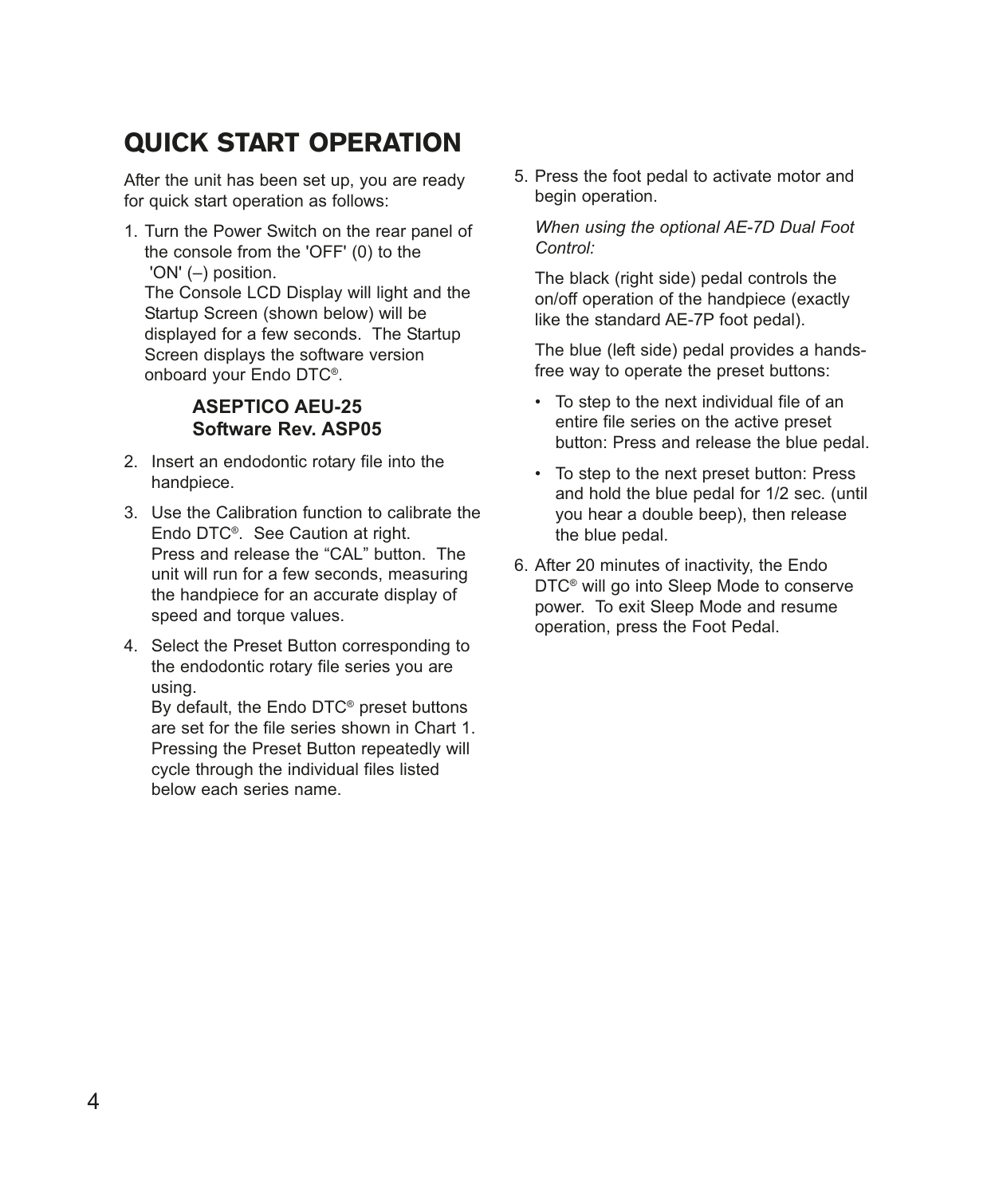# QUICK START OPERATION

After the unit has been set up, you are ready for quick start operation as follows:

1. Turn the Power Switch on the rear panel of the console from the 'OFF' (0) to the 'ON' (–) position. The Console LCD Display will light and the Startup Screen (shown below) will be displayed for a few seconds. The Startup Screen displays the software version onboard your Endo DTC®.

   **ASEPTICO AEU-25**
   **Software Rev. ASP05**

2. Insert an endodontic rotary file into the handpiece.
3. Use the Calibration function to calibrate the Endo DTC®. See Caution at right. Press and release the “CAL” button. The unit will run for a few seconds, measuring the handpiece for an accurate display of speed and torque values.
4. Select the Preset Button corresponding to the endodontic rotary file series you are using. By default, the Endo DTC® preset buttons are set for the file series shown in Chart 1. Pressing the Preset Button repeatedly will cycle through the individual files listed below each series name.
5. Press the foot pedal to activate motor and begin operation.

   *When using the optional AE-7D Dual Foot Control:*

   The black (right side) pedal controls the on/off operation of the handpiece (exactly like the standard AE-7P foot pedal).

   The blue (left side) pedal provides a hands-free way to operate the preset buttons:

   - To step to the next individual file of an entire file series on the active preset button: Press and release the blue pedal.
   - To step to the next preset button: Press and hold the blue pedal for 1/2 sec. (until you hear a double beep), then release the blue pedal.

6. After 20 minutes of inactivity, the Endo DTC® will go into Sleep Mode to conserve power. To exit Sleep Mode and resume operation, press the Foot Pedal.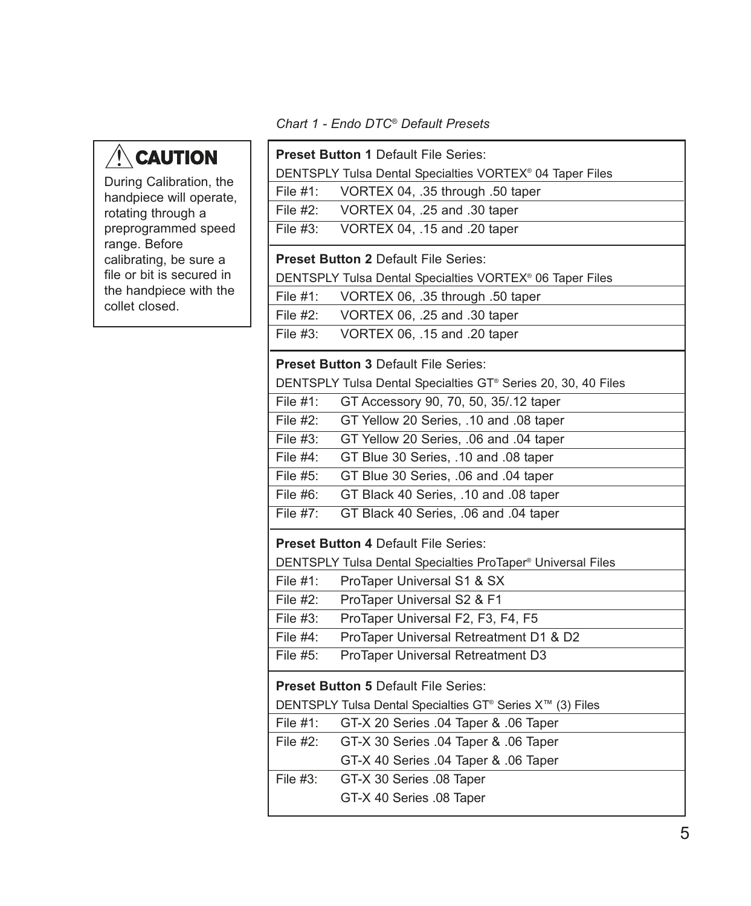> ⚠ **CAUTION**
>
> During Calibration, the handpiece will operate, rotating through a preprogrammed speed range. Before calibrating, be sure a file or bit is secured in the handpiece with the collet closed.

*Chart 1 - Endo DTC® Default Presets*

| | |
|---|---|
| **Preset Button 1** Default File Series: | |
| DENTSPLY Tulsa Dental Specialties VORTEX® 04 Taper Files | |
| File #1: | VORTEX 04, .35 through .50 taper |
| File #2: | VORTEX 04, .25 and .30 taper |
| File #3: | VORTEX 04, .15 and .20 taper |
| **Preset Button 2** Default File Series: | |
| DENTSPLY Tulsa Dental Specialties VORTEX® 06 Taper Files | |
| File #1: | VORTEX 06, .35 through .50 taper |
| File #2: | VORTEX 06, .25 and .30 taper |
| File #3: | VORTEX 06, .15 and .20 taper |
| **Preset Button 3** Default File Series: | |
| DENTSPLY Tulsa Dental Specialties GT® Series 20, 30, 40 Files | |
| File #1: | GT Accessory 90, 70, 50, 35/.12 taper |
| File #2: | GT Yellow 20 Series, .10 and .08 taper |
| File #3: | GT Yellow 20 Series, .06 and .04 taper |
| File #4: | GT Blue 30 Series, .10 and .08 taper |
| File #5: | GT Blue 30 Series, .06 and .04 taper |
| File #6: | GT Black 40 Series, .10 and .08 taper |
| File #7: | GT Black 40 Series, .06 and .04 taper |
| **Preset Button 4** Default File Series: | |
| DENTSPLY Tulsa Dental Specialties ProTaper® Universal Files | |
| File #1: | ProTaper Universal S1 & SX |
| File #2: | ProTaper Universal S2 & F1 |
| File #3: | ProTaper Universal F2, F3, F4, F5 |
| File #4: | ProTaper Universal Retreatment D1 & D2 |
| File #5: | ProTaper Universal Retreatment D3 |
| **Preset Button 5** Default File Series: | |
| DENTSPLY Tulsa Dental Specialties GT® Series X™ (3) Files | |
| File #1: | GT-X 20 Series .04 Taper & .06 Taper |
| File #2: | GT-X 30 Series .04 Taper & .06 Taper<br>GT-X 40 Series .04 Taper & .06 Taper |
| File #3: | GT-X 30 Series .08 Taper<br>GT-X 40 Series .08 Taper |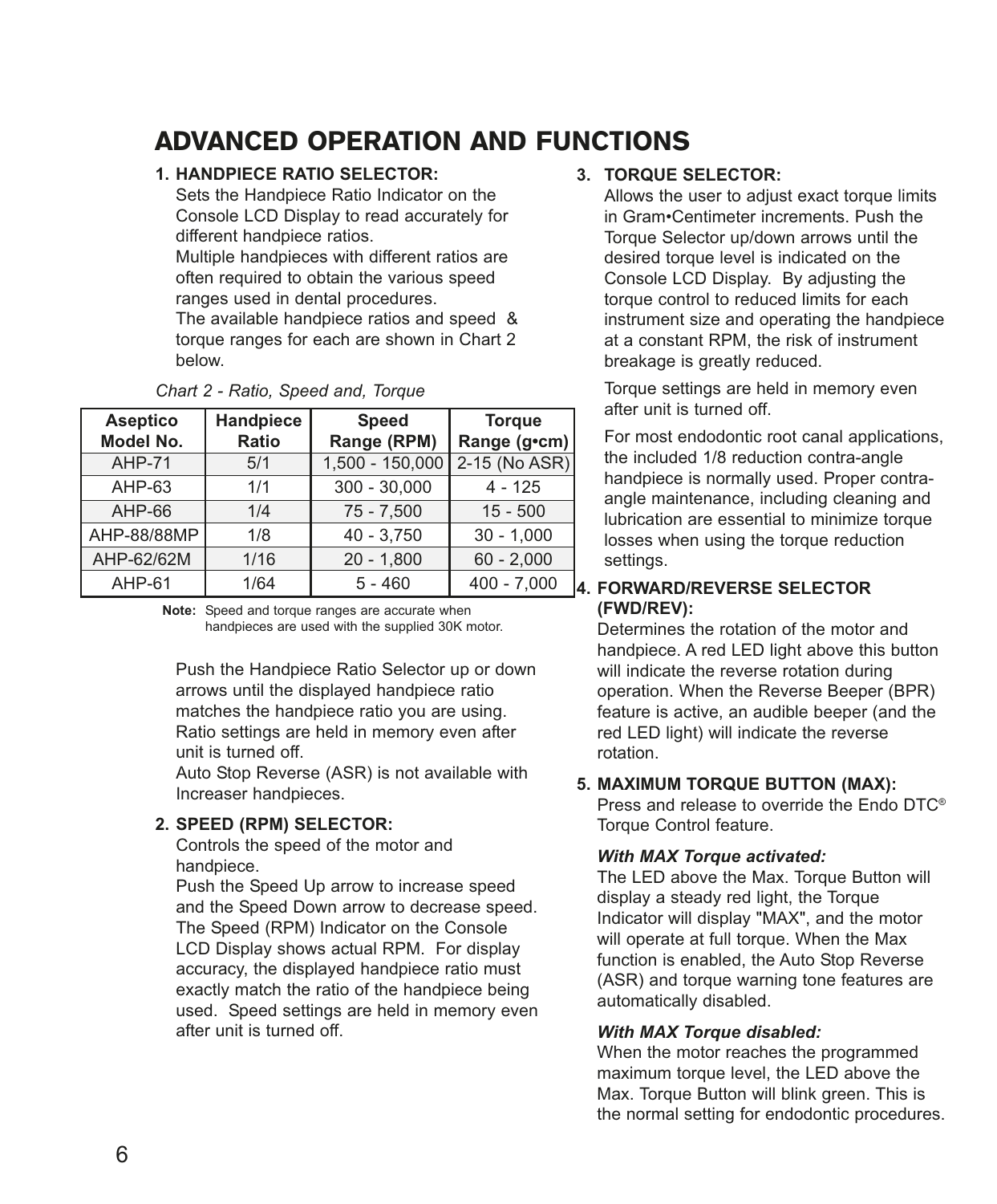# ADVANCED OPERATION AND FUNCTIONS

**1. HANDPIECE RATIO SELECTOR:**

Sets the Handpiece Ratio Indicator on the Console LCD Display to read accurately for different handpiece ratios.

Multiple handpieces with different ratios are often required to obtain the various speed ranges used in dental procedures.

The available handpiece ratios and speed & torque ranges for each are shown in Chart 2 below.

*Chart 2 - Ratio, Speed and, Torque*

| Aseptico Model No. | Handpiece Ratio | Speed Range (RPM) | Torque Range (g•cm) |
|---|---|---|---|
| AHP-71 | 5/1 | 1,500 - 150,000 | 2-15 (No ASR) |
| AHP-63 | 1/1 | 300 - 30,000 | 4 - 125 |
| AHP-66 | 1/4 | 75 - 7,500 | 15 - 500 |
| AHP-88/88MP | 1/8 | 40 - 3,750 | 30 - 1,000 |
| AHP-62/62M | 1/16 | 20 - 1,800 | 60 - 2,000 |
| AHP-61 | 1/64 | 5 - 460 | 400 - 7,000 |

**Note:** Speed and torque ranges are accurate when handpieces are used with the supplied 30K motor.

Push the Handpiece Ratio Selector up or down arrows until the displayed handpiece ratio matches the handpiece ratio you are using. Ratio settings are held in memory even after unit is turned off.

Auto Stop Reverse (ASR) is not available with Increaser handpieces.

**2. SPEED (RPM) SELECTOR:**

Controls the speed of the motor and handpiece.

Push the Speed Up arrow to increase speed and the Speed Down arrow to decrease speed. The Speed (RPM) Indicator on the Console LCD Display shows actual RPM. For display accuracy, the displayed handpiece ratio must exactly match the ratio of the handpiece being used. Speed settings are held in memory even after unit is turned off.

**3. TORQUE SELECTOR:**

Allows the user to adjust exact torque limits in Gram•Centimeter increments. Push the Torque Selector up/down arrows until the desired torque level is indicated on the Console LCD Display. By adjusting the torque control to reduced limits for each instrument size and operating the handpiece at a constant RPM, the risk of instrument breakage is greatly reduced.

Torque settings are held in memory even after unit is turned off.

For most endodontic root canal applications, the included 1/8 reduction contra-angle handpiece is normally used. Proper contra-angle maintenance, including cleaning and lubrication are essential to minimize torque losses when using the torque reduction settings.

**4. FORWARD/REVERSE SELECTOR (FWD/REV):**

Determines the rotation of the motor and handpiece. A red LED light above this button will indicate the reverse rotation during operation. When the Reverse Beeper (BPR) feature is active, an audible beeper (and the red LED light) will indicate the reverse rotation.

**5. MAXIMUM TORQUE BUTTON (MAX):**

Press and release to override the Endo DTC® Torque Control feature.

***With MAX Torque activated:***

The LED above the Max. Torque Button will display a steady red light, the Torque Indicator will display "MAX", and the motor will operate at full torque. When the Max function is enabled, the Auto Stop Reverse (ASR) and torque warning tone features are automatically disabled.

***With MAX Torque disabled:***

When the motor reaches the programmed maximum torque level, the LED above the Max. Torque Button will blink green. This is the normal setting for endodontic procedures.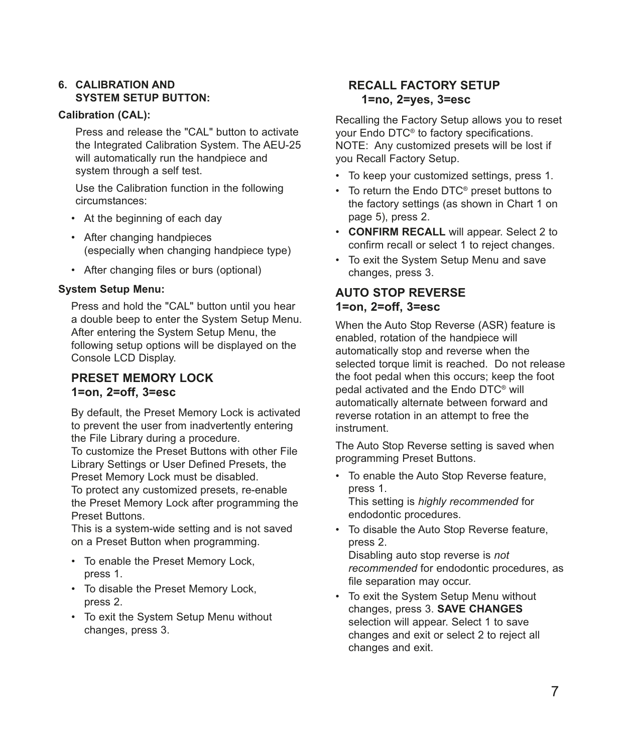## 6. CALIBRATION AND SYSTEM SETUP BUTTON:

**Calibration (CAL):**

Press and release the "CAL" button to activate the Integrated Calibration System. The AEU-25 will automatically run the handpiece and system through a self test.

Use the Calibration function in the following circumstances:

- At the beginning of each day
- After changing handpieces (especially when changing handpiece type)
- After changing files or burs (optional)

**System Setup Menu:**

Press and hold the "CAL" button until you hear a double beep to enter the System Setup Menu. After entering the System Setup Menu, the following setup options will be displayed on the Console LCD Display.

### PRESET MEMORY LOCK 1=on, 2=off, 3=esc

By default, the Preset Memory Lock is activated to prevent the user from inadvertently entering the File Library during a procedure.
To customize the Preset Buttons with other File Library Settings or User Defined Presets, the Preset Memory Lock must be disabled.
To protect any customized presets, re-enable the Preset Memory Lock after programming the Preset Buttons.
This is a system-wide setting and is not saved on a Preset Button when programming.

- To enable the Preset Memory Lock, press 1.
- To disable the Preset Memory Lock, press 2.
- To exit the System Setup Menu without changes, press 3.

### RECALL FACTORY SETUP 1=no, 2=yes, 3=esc

Recalling the Factory Setup allows you to reset your Endo DTC® to factory specifications.
NOTE: Any customized presets will be lost if you Recall Factory Setup.

- To keep your customized settings, press 1.
- To return the Endo DTC® preset buttons to the factory settings (as shown in Chart 1 on page 5), press 2.
- **CONFIRM RECALL** will appear. Select 2 to confirm recall or select 1 to reject changes.
- To exit the System Setup Menu and save changes, press 3.

### AUTO STOP REVERSE 1=on, 2=off, 3=esc

When the Auto Stop Reverse (ASR) feature is enabled, rotation of the handpiece will automatically stop and reverse when the selected torque limit is reached. Do not release the foot pedal when this occurs; keep the foot pedal activated and the Endo DTC® will automatically alternate between forward and reverse rotation in an attempt to free the instrument.

The Auto Stop Reverse setting is saved when programming Preset Buttons.

- To enable the Auto Stop Reverse feature, press 1.
  This setting is *highly recommended* for endodontic procedures.
- To disable the Auto Stop Reverse feature, press 2.
  Disabling auto stop reverse is *not recommended* for endodontic procedures, as file separation may occur.
- To exit the System Setup Menu without changes, press 3. **SAVE CHANGES** selection will appear. Select 1 to save changes and exit or select 2 to reject all changes and exit.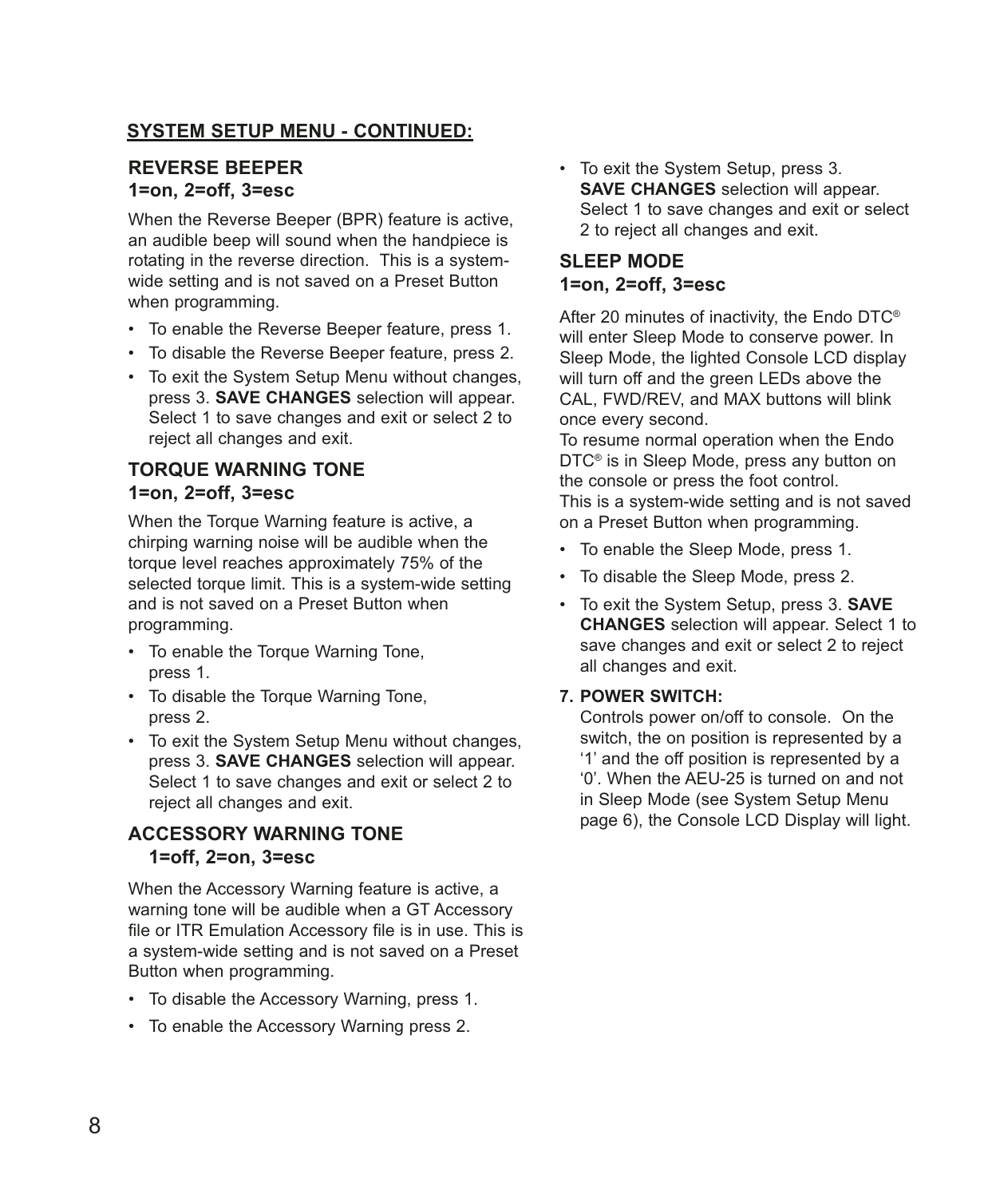## SYSTEM SETUP MENU - CONTINUED:

### REVERSE BEEPER
### 1=on, 2=off, 3=esc

When the Reverse Beeper (BPR) feature is active, an audible beep will sound when the handpiece is rotating in the reverse direction. This is a system-wide setting and is not saved on a Preset Button when programming.

- To enable the Reverse Beeper feature, press 1.
- To disable the Reverse Beeper feature, press 2.
- To exit the System Setup Menu without changes, press 3. **SAVE CHANGES** selection will appear. Select 1 to save changes and exit or select 2 to reject all changes and exit.

### TORQUE WARNING TONE
### 1=on, 2=off, 3=esc

When the Torque Warning feature is active, a chirping warning noise will be audible when the torque level reaches approximately 75% of the selected torque limit. This is a system-wide setting and is not saved on a Preset Button when programming.

- To enable the Torque Warning Tone, press 1.
- To disable the Torque Warning Tone, press 2.
- To exit the System Setup Menu without changes, press 3. **SAVE CHANGES** selection will appear. Select 1 to save changes and exit or select 2 to reject all changes and exit.

### ACCESSORY WARNING TONE
### 1=off, 2=on, 3=esc

When the Accessory Warning feature is active, a warning tone will be audible when a GT Accessory file or ITR Emulation Accessory file is in use. This is a system-wide setting and is not saved on a Preset Button when programming.

- To disable the Accessory Warning, press 1.
- To enable the Accessory Warning press 2.
- To exit the System Setup, press 3. **SAVE CHANGES** selection will appear. Select 1 to save changes and exit or select 2 to reject all changes and exit.

### SLEEP MODE
### 1=on, 2=off, 3=esc

After 20 minutes of inactivity, the Endo DTC® will enter Sleep Mode to conserve power. In Sleep Mode, the lighted Console LCD display will turn off and the green LEDs above the CAL, FWD/REV, and MAX buttons will blink once every second.
To resume normal operation when the Endo DTC® is in Sleep Mode, press any button on the console or press the foot control.
This is a system-wide setting and is not saved on a Preset Button when programming.

- To enable the Sleep Mode, press 1.
- To disable the Sleep Mode, press 2.
- To exit the System Setup, press 3. **SAVE CHANGES** selection will appear. Select 1 to save changes and exit or select 2 to reject all changes and exit.

**7. POWER SWITCH:**
Controls power on/off to console. On the switch, the on position is represented by a ‘1’ and the off position is represented by a ‘0’. When the AEU-25 is turned on and not in Sleep Mode (see System Setup Menu page 6), the Console LCD Display will light.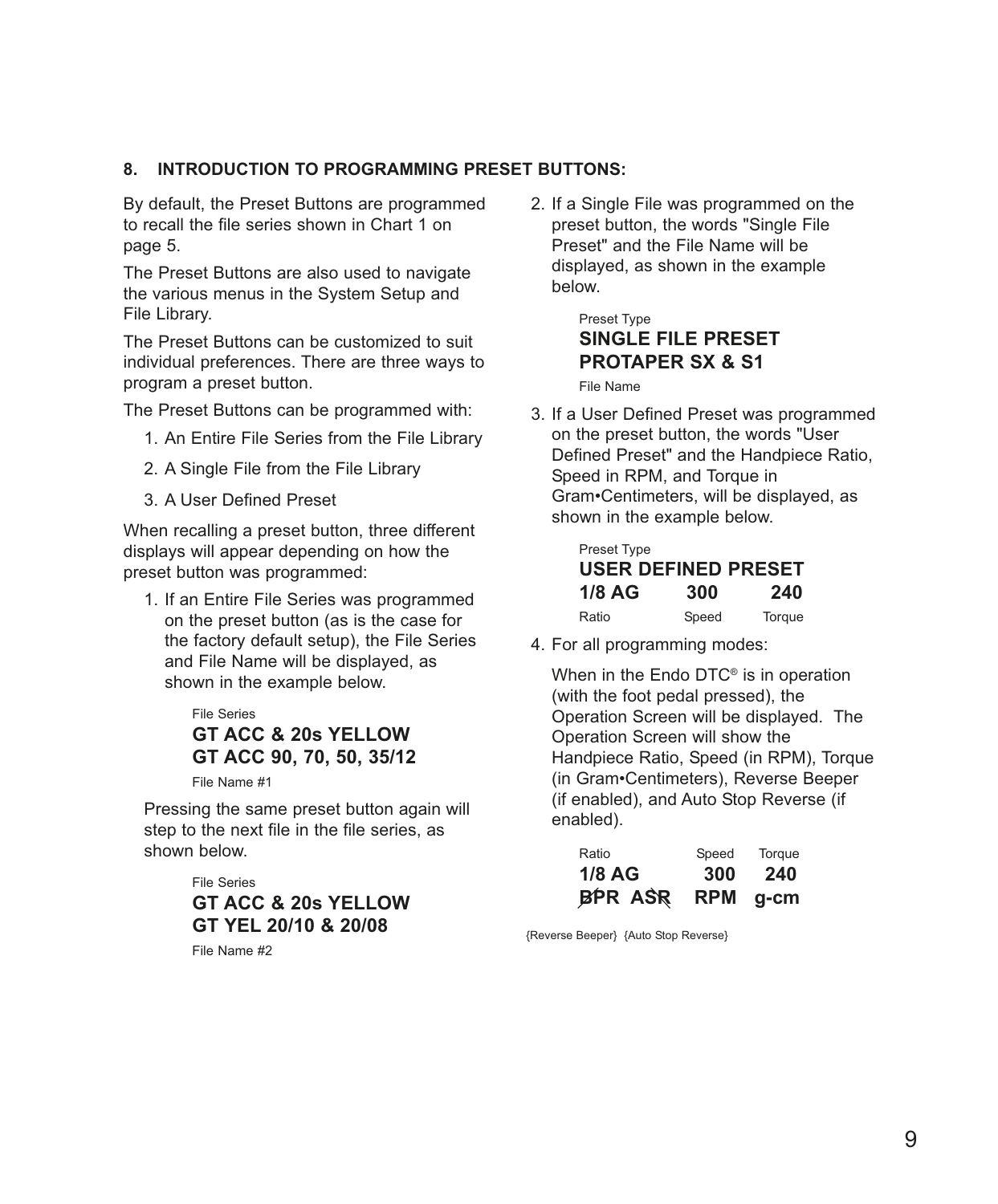## 8. INTRODUCTION TO PROGRAMMING PRESET BUTTONS:

By default, the Preset Buttons are programmed to recall the file series shown in Chart 1 on page 5.

The Preset Buttons are also used to navigate the various menus in the System Setup and File Library.

The Preset Buttons can be customized to suit individual preferences. There are three ways to program a preset button.

The Preset Buttons can be programmed with:

1. An Entire File Series from the File Library
2. A Single File from the File Library
3. A User Defined Preset

When recalling a preset button, three different displays will appear depending on how the preset button was programmed:

1. If an Entire File Series was programmed on the preset button (as is the case for the factory default setup), the File Series and File Name will be displayed, as shown in the example below.

   File Series
   **GT ACC & 20s YELLOW**
   **GT ACC 90, 70, 50, 35/12**
   File Name #1

   Pressing the same preset button again will step to the next file in the file series, as shown below.

   File Series
   **GT ACC & 20s YELLOW**
   **GT YEL 20/10 & 20/08**
   File Name #2

2. If a Single File was programmed on the preset button, the words "Single File Preset" and the File Name will be displayed, as shown in the example below.

   Preset Type
   **SINGLE FILE PRESET**
   **PROTAPER SX & S1**
   File Name

3. If a User Defined Preset was programmed on the preset button, the words "User Defined Preset" and the Handpiece Ratio, Speed in RPM, and Torque in Gram•Centimeters, will be displayed, as shown in the example below.

   Preset Type
   **USER DEFINED PRESET**
   **1/8 AG 300 240**
   Ratio Speed Torque

4. For all programming modes:

   When in the Endo DTC® is in operation (with the foot pedal pressed), the Operation Screen will be displayed. The Operation Screen will show the Handpiece Ratio, Speed (in RPM), Torque (in Gram•Centimeters), Reverse Beeper (if enabled), and Auto Stop Reverse (if enabled).

   Ratio Speed Torque
   **1/8 AG 300 240**
   **BPR ASR RPM g-cm**

   {Reverse Beeper} {Auto Stop Reverse}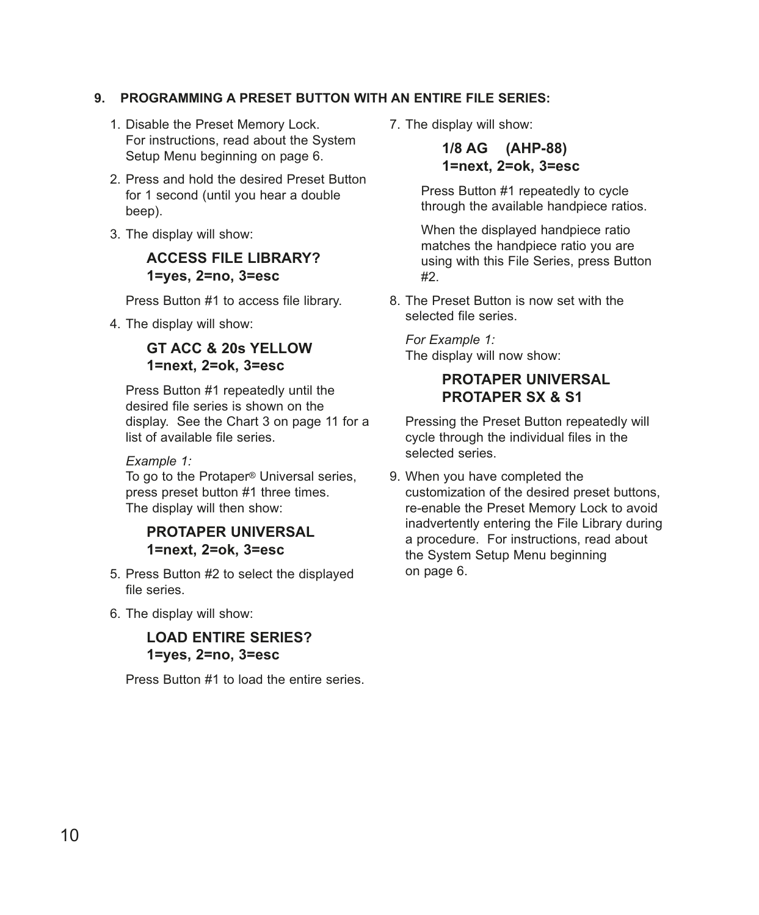## 9. PROGRAMMING A PRESET BUTTON WITH AN ENTIRE FILE SERIES:

1. Disable the Preset Memory Lock. For instructions, read about the System Setup Menu beginning on page 6.

2. Press and hold the desired Preset Button for 1 second (until you hear a double beep).

3. The display will show:

   **ACCESS FILE LIBRARY?**
   **1=yes, 2=no, 3=esc**

   Press Button #1 to access file library.

4. The display will show:

   **GT ACC & 20s YELLOW**
   **1=next, 2=ok, 3=esc**

   Press Button #1 repeatedly until the desired file series is shown on the display. See the Chart 3 on page 11 for a list of available file series.

   *Example 1:*
   To go to the Protaper® Universal series, press preset button #1 three times. The display will then show:

   **PROTAPER UNIVERSAL**
   **1=next, 2=ok, 3=esc**

5. Press Button #2 to select the displayed file series.

6. The display will show:

   **LOAD ENTIRE SERIES?**
   **1=yes, 2=no, 3=esc**

   Press Button #1 to load the entire series.

7. The display will show:

   **1/8 AG (AHP-88)**
   **1=next, 2=ok, 3=esc**

   Press Button #1 repeatedly to cycle through the available handpiece ratios.

   When the displayed handpiece ratio matches the handpiece ratio you are using with this File Series, press Button #2.

8. The Preset Button is now set with the selected file series.

   *For Example 1:*
   The display will now show:

   **PROTAPER UNIVERSAL**
   **PROTAPER SX & S1**

   Pressing the Preset Button repeatedly will cycle through the individual files in the selected series.

9. When you have completed the customization of the desired preset buttons, re-enable the Preset Memory Lock to avoid inadvertently entering the File Library during a procedure. For instructions, read about the System Setup Menu beginning on page 6.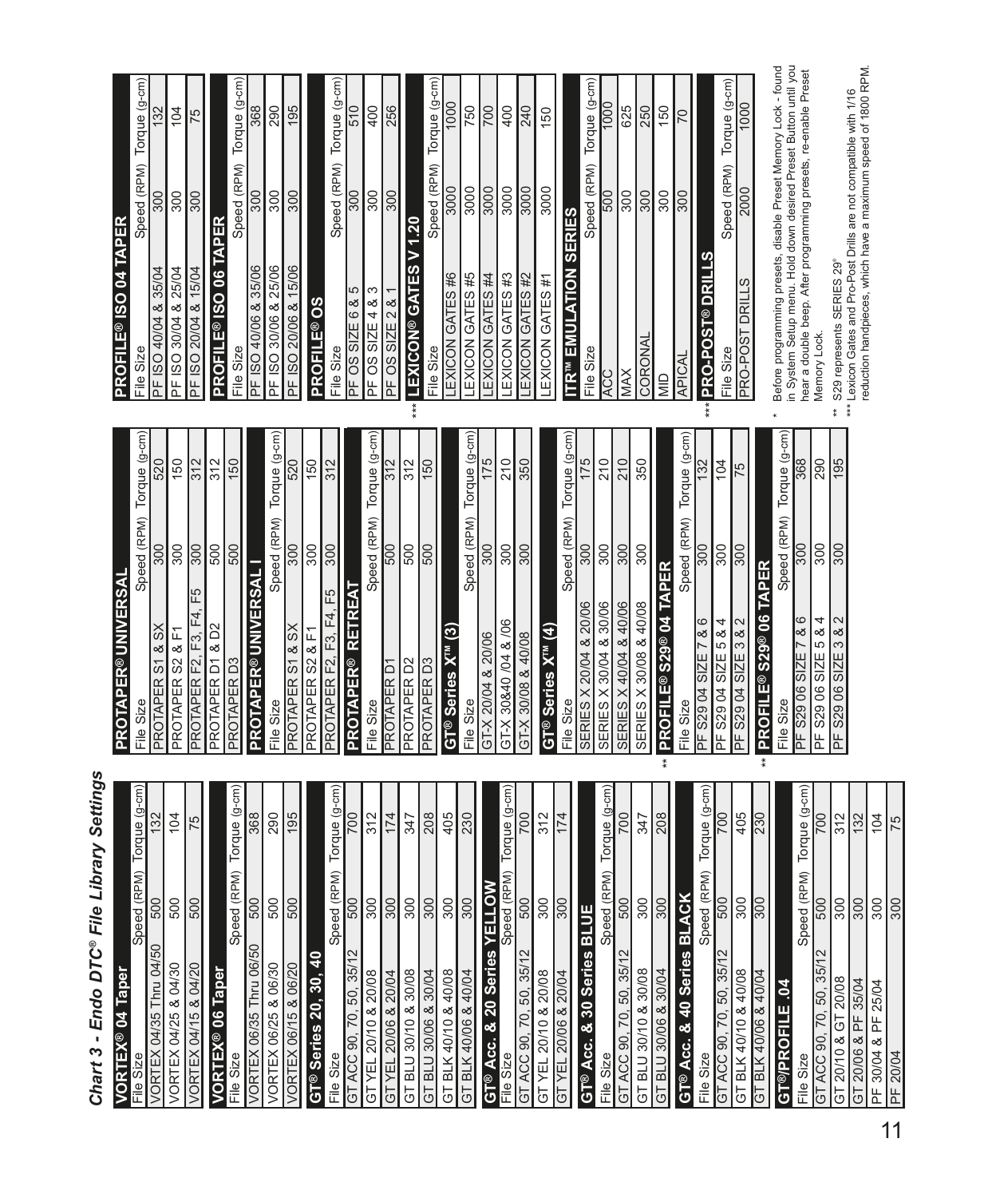# Chart 3 - Endo DTC® File Library Settings

## VORTEX® 04 Taper

| File Size | Speed (RPM) | Torque (g-cm) |
|---|---|---|
| VORTEX 04/35 Thru 04/50 | 500 | 132 |
| VORTEX 04/25 & 04/30 | 500 | 104 |
| VORTEX 04/15 & 04/20 | 500 | 75 |

## VORTEX® 06 Taper

| File Size | Speed (RPM) | Torque (g-cm) |
|---|---|---|
| VORTEX 06/35 Thru 06/50 | 500 | 368 |
| VORTEX 06/25 & 06/30 | 500 | 290 |
| VORTEX 06/15 & 06/20 | 500 | 195 |

## GT® Series 20, 30, 40

| File Size | Speed (RPM) | Torque (g-cm) |
|---|---|---|
| GT ACC 90, 70, 50, 35/12 | 500 | 700 |
| GT YEL 20/10 & 20/08 | 300 | 312 |
| GT YEL 20/06 & 20/04 | 300 | 174 |
| GT BLU 30/10 & 30/08 | 300 | 347 |
| GT BLU 30/06 & 30/04 | 300 | 208 |
| GT BLK 40/10 & 40/08 | 300 | 405 |
| GT BLK 40/06 & 40/04 | 300 | 230 |

## GT® Acc. & 20 Series YELLOW

| File Size | Speed (RPM) | Torque (g-cm) |
|---|---|---|
| GT ACC 90, 70, 50, 35/12 | 500 | 700 |
| GT YEL 20/10 & 20/08 | 300 | 312 |
| GT YEL 20/06 & 20/04 | 300 | 174 |

## GT® Acc. & 30 Series BLUE

| File Size | Speed (RPM) | Torque (g-cm) |
|---|---|---|
| GT ACC 90, 70, 50, 35/12 | 500 | 700 |
| GT BLU 30/10 & 30/08 | 300 | 347 |
| GT BLU 30/06 & 30/04 | 300 | 208 |

## GT® Acc. & 40 Series BLACK

| File Size | Speed (RPM) | Torque (g-cm) |
|---|---|---|
| GT ACC 90, 70, 50, 35/12 | 500 | 700 |
| GT BLK 40/10 & 40/08 | 300 | 405 |
| GT BLK 40/06 & 40/04 | 300 | 230 |

## GT®/PROFILE .04

| File Size | Speed (RPM) | Torque (g-cm) |
|---|---|---|
| GT ACC 90, 70, 50, 35/12 | 500 | 700 |
| GT 20/10 & GT 20/08 | 300 | 312 |
| GT 20/06 & PF 35/04 | 300 | 132 |
| PF 30/04 & PF 25/04 | 300 | 104 |
| PF 20/04 | 300 | 75 |

## PROTAPER® UNIVERSAL

| File Size | Speed (RPM) | Torque (g-cm) |
|---|---|---|
| PROTAPER S1 & SX | 300 | 520 |
| PROTAPER S2 & F1 | 300 | 150 |
| PROTAPER F2, F3, F4, F5 | 300 | 312 |
| PROTAPER D1 & D2 | 500 | 312 |
| PROTAPER D3 | 500 | 150 |

## PROTAPER® UNIVERSAL I

| File Size | Speed (RPM) | Torque (g-cm) |
|---|---|---|
| PROTAPER S1 & SX | 300 | 520 |
| PROTAPER S2 & F1 | 300 | 150 |
| PROTAPER F2, F3, F4, F5 | 300 | 312 |

## PROTAPER® RETREAT

| File Size | Speed (RPM) | Torque (g-cm) |
|---|---|---|
| PROTAPER D1 | 500 | 312 |
| PROTAPER D2 | 500 | 312 |
| PROTAPER D3 | 500 | 150 |

## GT® Series X™ (3)

| File Size | Speed (RPM) | Torque (g-cm) |
|---|---|---|
| GT-X 20/04 & 20/06 | 300 | 175 |
| GT-X 30&40 /04 & /06 | 300 | 210 |
| GT-X 30/08 & 40/08 | 300 | 350 |

## GT® Series X™ (4)

| File Size | Speed (RPM) | Torque (g-cm) |
|---|---|---|
| SERIES X 20/04 & 20/06 | 300 | 175 |
| SERIES X 30/04 & 30/06 | 300 | 210 |
| SERIES X 40/04 & 40/06 | 300 | 210 |
| SERIES X 30/08 & 40/08 | 300 | 350 |

## ** PROFILE® S29® 04 TAPER

| File Size | Speed (RPM) | Torque (g-cm) |
|---|---|---|
| PF S29 04 SIZE 7 & 6 | 300 | 132 |
| PF S29 04 SIZE 5 & 4 | 300 | 104 |
| PF S29 04 SIZE 3 & 2 | 300 | 75 |

## ** PROFILE® S29® 06 TAPER

| File Size | Speed (RPM) | Torque (g-cm) |
|---|---|---|
| PF S29 06 SIZE 7 & 6 | 300 | 368 |
| PF S29 06 SIZE 5 & 4 | 300 | 290 |
| PF S29 06 SIZE 3 & 2 | 300 | 195 |

## PROFILE® ISO 04 TAPER

| File Size | Speed (RPM) | Torque (g-cm) |
|---|---|---|
| PF ISO 40/04 & 35/04 | 300 | 132 |
| PF ISO 30/04 & 25/04 | 300 | 104 |
| PF ISO 20/04 & 15/04 | 300 | 75 |

## PROFILE® ISO 06 TAPER

| File Size | Speed (RPM) | Torque (g-cm) |
|---|---|---|
| PF ISO 40/06 & 35/06 | 300 | 368 |
| PF ISO 30/06 & 25/06 | 300 | 290 |
| PF ISO 20/06 & 15/06 | 300 | 195 |

## PROFILE® OS

| File Size | Speed (RPM) | Torque (g-cm) |
|---|---|---|
| PF OS SIZE 6 & 5 | 300 | 510 |
| PF OS SIZE 4 & 3 | 300 | 400 |
| PF OS SIZE 2 & 1 | 300 | 256 |

## *** LEXICON® GATES V 1.20

| File Size | Speed (RPM) | Torque (g-cm) |
|---|---|---|
| LEXICON GATES #6 | 3000 | 1000 |
| LEXICON GATES #5 | 3000 | 750 |
| LEXICON GATES #4 | 3000 | 700 |
| LEXICON GATES #3 | 3000 | 400 |
| LEXICON GATES #2 | 3000 | 240 |
| LEXICON GATES #1 | 3000 | 150 |

## ITR™ EMULATION SERIES

| File Size | Speed (RPM) | Torque (g-cm) |
|---|---|---|
| ACC | 500 | 1000 |
| MAX | 300 | 625 |
| CORONAL | 300 | 250 |
| MID | 300 | 150 |
| APICAL | 300 | 70 |

## *** PRO-POST® DRILLS

| File Size | Speed (RPM) | Torque (g-cm) |
|---|---|---|
| PRO-POST DRILLS | 2000 | 1000 |

\* Before programming presets, disable Preset Memory Lock - found in System Setup menu. Hold down desired Preset Button until you hear a double beep. After programming presets, re-enable Preset Memory Lock.

** S29 represents SERIES 29®

*** Lexicon Gates and Pro-Post Drills are not compatible with 1/16 reduction handpieces, which have a maximum speed of 1800 RPM.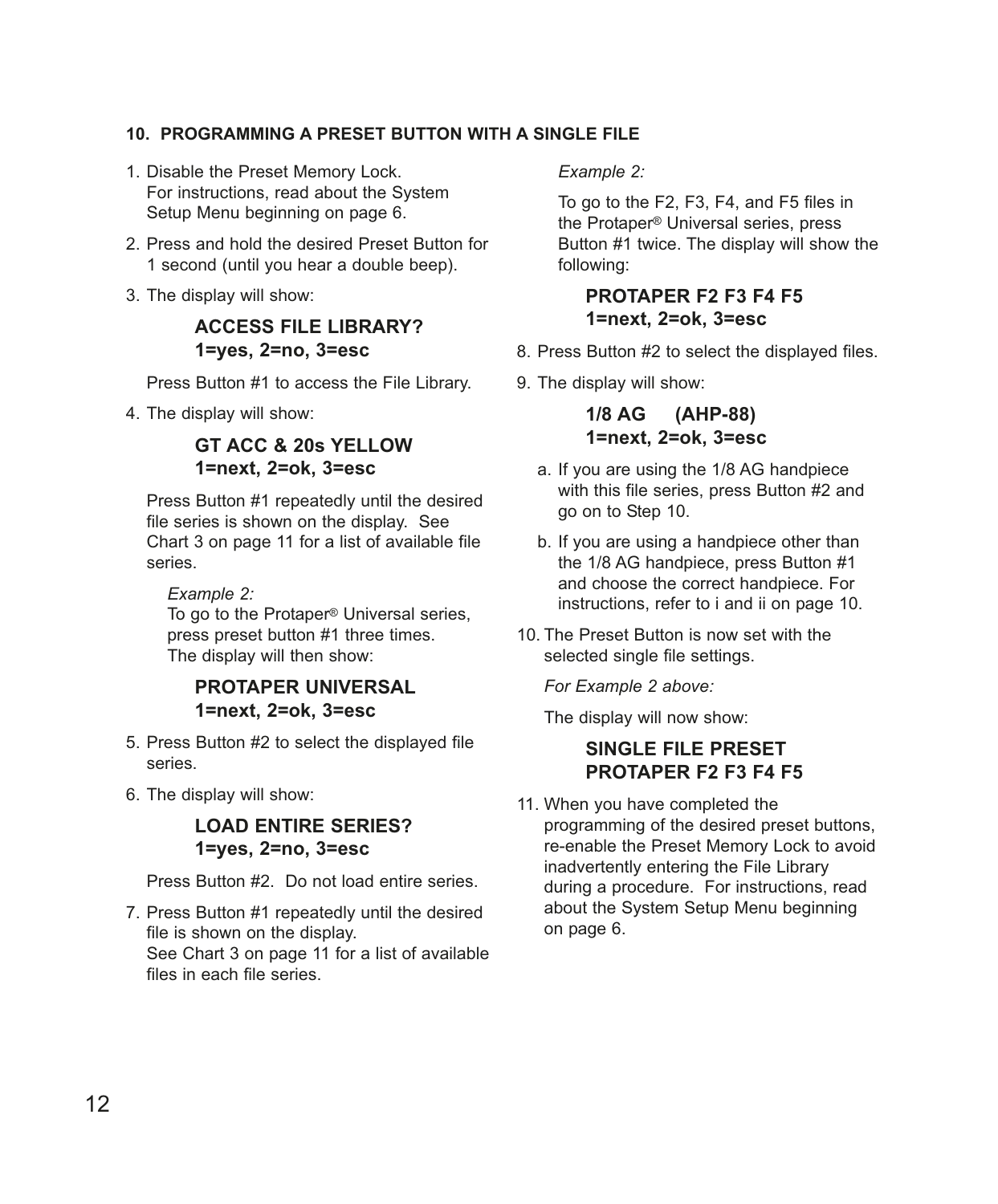## 10. PROGRAMMING A PRESET BUTTON WITH A SINGLE FILE

1. Disable the Preset Memory Lock. For instructions, read about the System Setup Menu beginning on page 6.
2. Press and hold the desired Preset Button for 1 second (until you hear a double beep).
3. The display will show:

   **ACCESS FILE LIBRARY?**
   **1=yes, 2=no, 3=esc**

   Press Button #1 to access the File Library.
4. The display will show:

   **GT ACC & 20s YELLOW**
   **1=next, 2=ok, 3=esc**

   Press Button #1 repeatedly until the desired file series is shown on the display. See Chart 3 on page 11 for a list of available file series.

   *Example 2:*
   To go to the Protaper® Universal series, press preset button #1 three times. The display will then show:

   **PROTAPER UNIVERSAL**
   **1=next, 2=ok, 3=esc**
5. Press Button #2 to select the displayed file series.
6. The display will show:

   **LOAD ENTIRE SERIES?**
   **1=yes, 2=no, 3=esc**

   Press Button #2. Do not load entire series.
7. Press Button #1 repeatedly until the desired file is shown on the display. See Chart 3 on page 11 for a list of available files in each file series.

   *Example 2:*

   To go to the F2, F3, F4, and F5 files in the Protaper® Universal series, press Button #1 twice. The display will show the following:

   **PROTAPER F2 F3 F4 F5**
   **1=next, 2=ok, 3=esc**
8. Press Button #2 to select the displayed files.
9. The display will show:

   **1/8 AG (AHP-88)**
   **1=next, 2=ok, 3=esc**

   a. If you are using the 1/8 AG handpiece with this file series, press Button #2 and go on to Step 10.

   b. If you are using a handpiece other than the 1/8 AG handpiece, press Button #1 and choose the correct handpiece. For instructions, refer to i and ii on page 10.
10. The Preset Button is now set with the selected single file settings.

    *For Example 2 above:*

    The display will now show:

    **SINGLE FILE PRESET**
    **PROTAPER F2 F3 F4 F5**
11. When you have completed the programming of the desired preset buttons, re-enable the Preset Memory Lock to avoid inadvertently entering the File Library during a procedure. For instructions, read about the System Setup Menu beginning on page 6.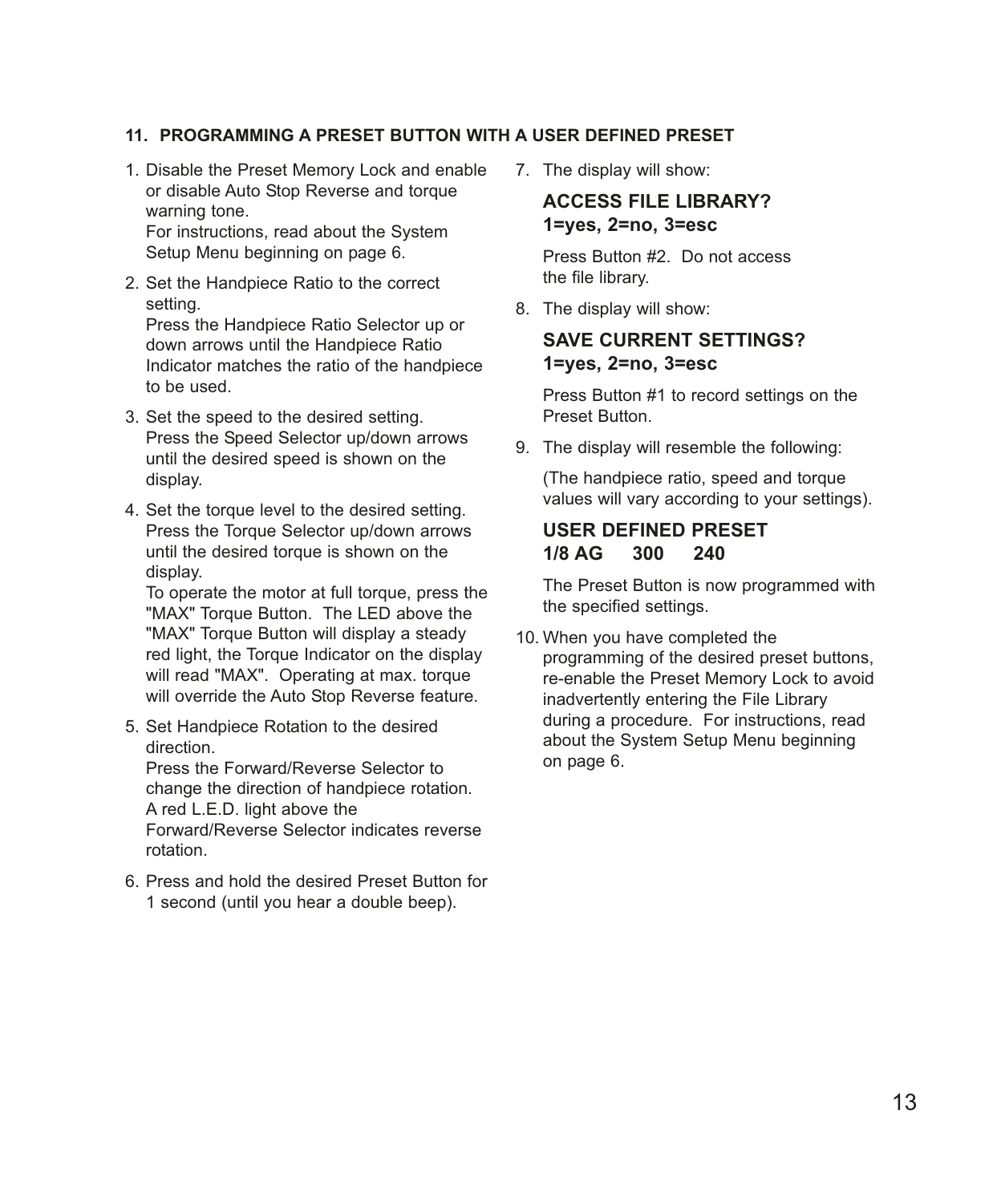## 11. PROGRAMMING A PRESET BUTTON WITH A USER DEFINED PRESET

1. Disable the Preset Memory Lock and enable or disable Auto Stop Reverse and torque warning tone.
   For instructions, read about the System Setup Menu beginning on page 6.

2. Set the Handpiece Ratio to the correct setting.
   Press the Handpiece Ratio Selector up or down arrows until the Handpiece Ratio Indicator matches the ratio of the handpiece to be used.

3. Set the speed to the desired setting.
   Press the Speed Selector up/down arrows until the desired speed is shown on the display.

4. Set the torque level to the desired setting.
   Press the Torque Selector up/down arrows until the desired torque is shown on the display.
   To operate the motor at full torque, press the "MAX" Torque Button. The LED above the "MAX" Torque Button will display a steady red light, the Torque Indicator on the display will read "MAX". Operating at max. torque will override the Auto Stop Reverse feature.

5. Set Handpiece Rotation to the desired direction.
   Press the Forward/Reverse Selector to change the direction of handpiece rotation. A red L.E.D. light above the Forward/Reverse Selector indicates reverse rotation.

6. Press and hold the desired Preset Button for 1 second (until you hear a double beep).

7. The display will show:

   **ACCESS FILE LIBRARY?**
   **1=yes, 2=no, 3=esc**

   Press Button #2. Do not access the file library.

8. The display will show:

   **SAVE CURRENT SETTINGS?**
   **1=yes, 2=no, 3=esc**

   Press Button #1 to record settings on the Preset Button.

9. The display will resemble the following:

   (The handpiece ratio, speed and torque values will vary according to your settings).

   **USER DEFINED PRESET**
   **1/8 AG 300 240**

   The Preset Button is now programmed with the specified settings.

10. When you have completed the programming of the desired preset buttons, re-enable the Preset Memory Lock to avoid inadvertently entering the File Library during a procedure. For instructions, read about the System Setup Menu beginning on page 6.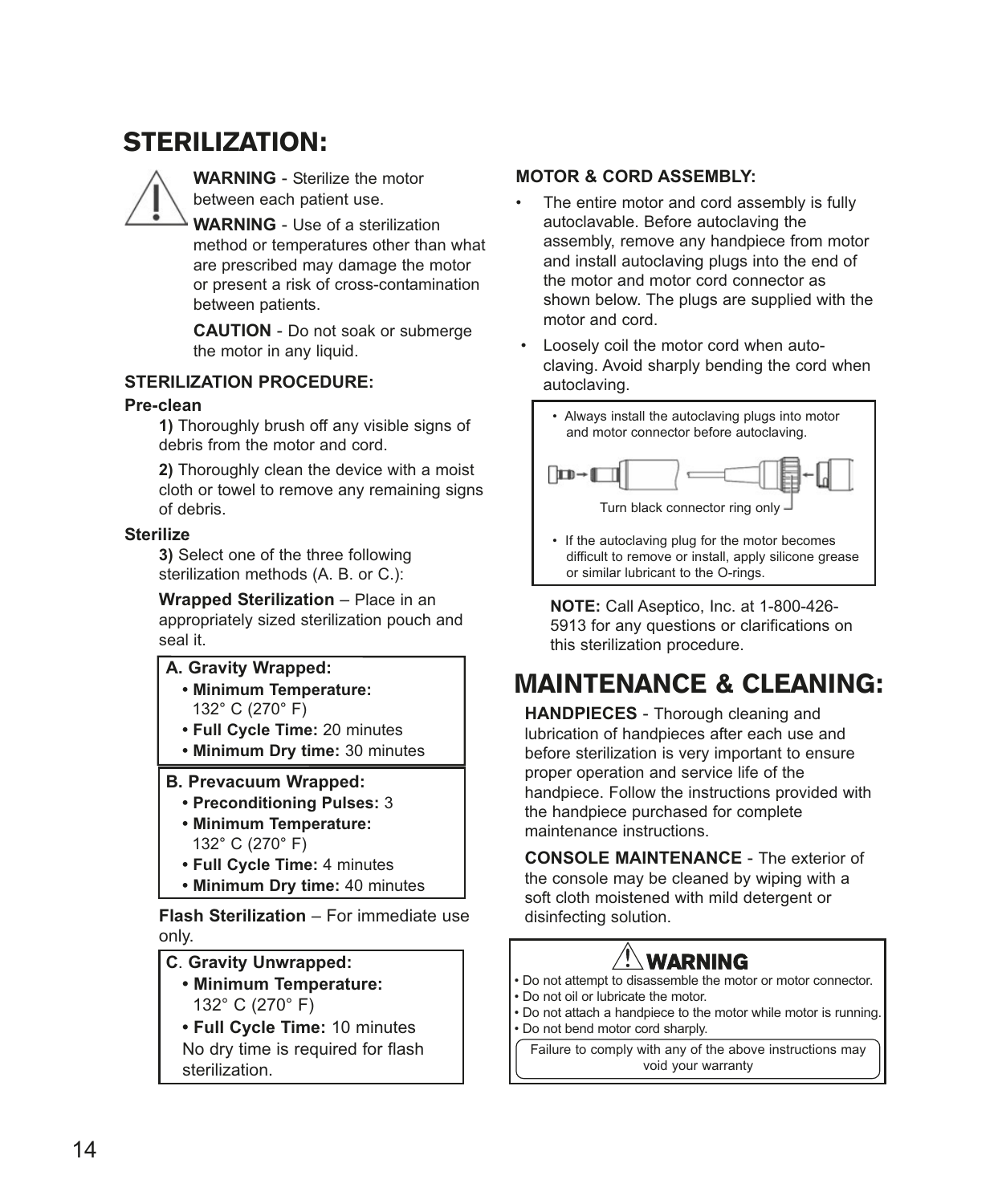# STERILIZATION:

**WARNING** - Sterilize the motor between each patient use.

**WARNING** - Use of a sterilization method or temperatures other than what are prescribed may damage the motor or present a risk of cross-contamination between patients.

**CAUTION** - Do not soak or submerge the motor in any liquid.

### STERILIZATION PROCEDURE:

**Pre-clean**

**1)** Thoroughly brush off any visible signs of debris from the motor and cord.

**2)** Thoroughly clean the device with a moist cloth or towel to remove any remaining signs of debris.

**Sterilize**

**3)** Select one of the three following sterilization methods (A. B. or C.):

**Wrapped Sterilization** – Place in an appropriately sized sterilization pouch and seal it.

**A. Gravity Wrapped:**
- **Minimum Temperature:** 132° C (270° F)
- **Full Cycle Time:** 20 minutes
- **Minimum Dry time:** 30 minutes

**B. Prevacuum Wrapped:**
- **Preconditioning Pulses:** 3
- **Minimum Temperature:** 132° C (270° F)
- **Full Cycle Time:** 4 minutes
- **Minimum Dry time:** 40 minutes

**Flash Sterilization** – For immediate use only.

**C. Gravity Unwrapped:**
- **Minimum Temperature:** 132° C (270° F)
- **Full Cycle Time:** 10 minutes

No dry time is required for flash sterilization.

### MOTOR & CORD ASSEMBLY:

- The entire motor and cord assembly is fully autoclavable. Before autoclaving the assembly, remove any handpiece from motor and install autoclaving plugs into the end of the motor and motor cord connector as shown below. The plugs are supplied with the motor and cord.
- Loosely coil the motor cord when autoclaving. Avoid sharply bending the cord when autoclaving.

- Always install the autoclaving plugs into motor and motor connector before autoclaving.

Turn black connector ring only

- If the autoclaving plug for the motor becomes difficult to remove or install, apply silicone grease or similar lubricant to the O-rings.

**NOTE:** Call Aseptico, Inc. at 1-800-426-5913 for any questions or clarifications on this sterilization procedure.

# MAINTENANCE & CLEANING:

**HANDPIECES** - Thorough cleaning and lubrication of handpieces after each use and before sterilization is very important to ensure proper operation and service life of the handpiece. Follow the instructions provided with the handpiece purchased for complete maintenance instructions.

**CONSOLE MAINTENANCE** - The exterior of the console may be cleaned by wiping with a soft cloth moistened with mild detergent or disinfecting solution.

**WARNING**

- Do not attempt to disassemble the motor or motor connector.
- Do not oil or lubricate the motor.
- Do not attach a handpiece to the motor while motor is running.
- Do not bend motor cord sharply.

Failure to comply with any of the above instructions may void your warranty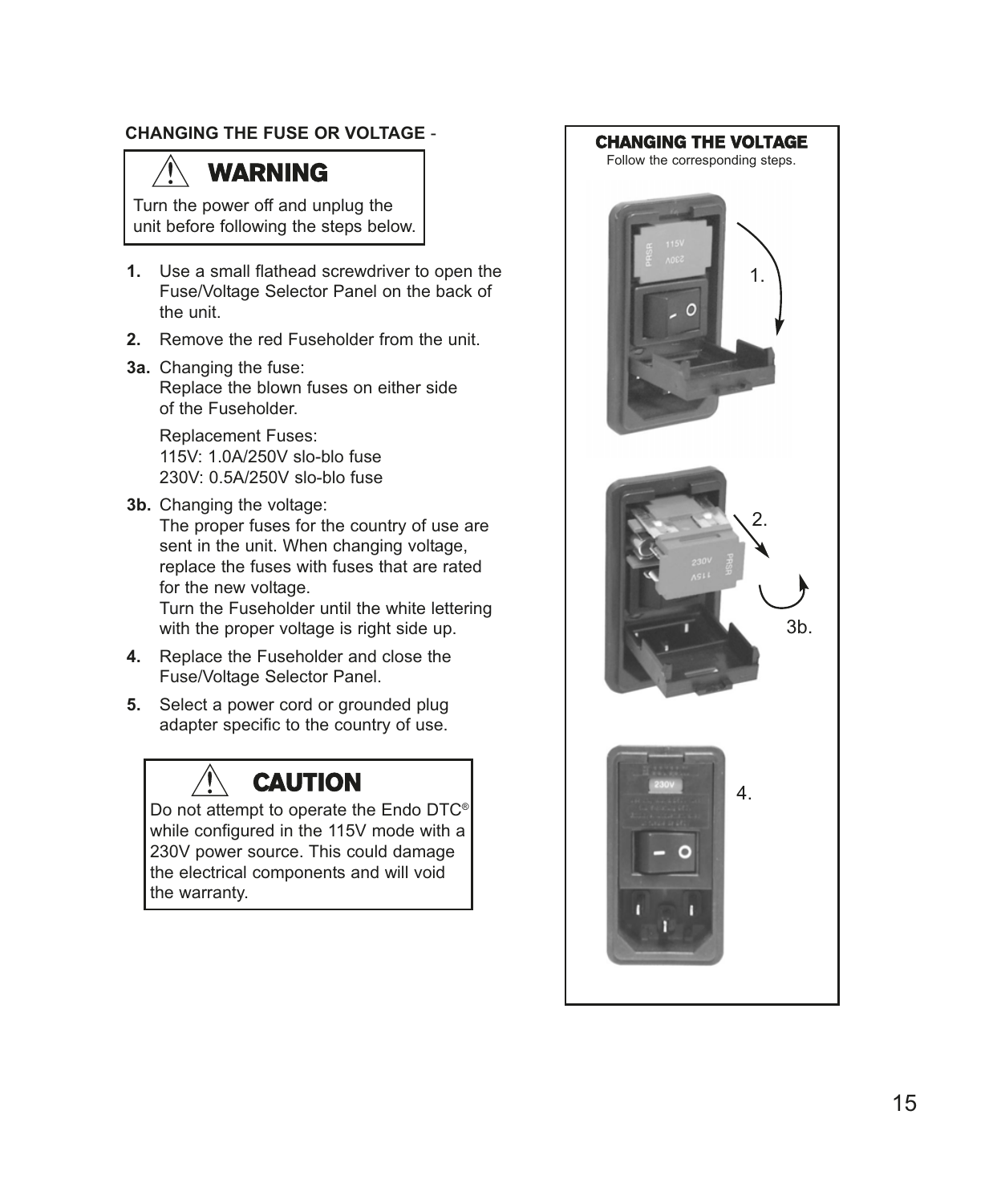**CHANGING THE FUSE OR VOLTAGE** -

> ⚠ **WARNING**
>
> Turn the power off and unplug the unit before following the steps below.

**1.** Use a small flathead screwdriver to open the Fuse/Voltage Selector Panel on the back of the unit.

**2.** Remove the red Fuseholder from the unit.

**3a.** Changing the fuse:
Replace the blown fuses on either side of the Fuseholder.

Replacement Fuses:
115V: 1.0A/250V slo-blo fuse
230V: 0.5A/250V slo-blo fuse

**3b.** Changing the voltage:
The proper fuses for the country of use are sent in the unit. When changing voltage, replace the fuses with fuses that are rated for the new voltage.
Turn the Fuseholder until the white lettering with the proper voltage is right side up.

**4.** Replace the Fuseholder and close the Fuse/Voltage Selector Panel.

**5.** Select a power cord or grounded plug adapter specific to the country of use.

> ⚠ **CAUTION**
>
> Do not attempt to operate the Endo DTC® while configured in the 115V mode with a 230V power source. This could damage the electrical components and will void the warranty.

**CHANGING THE VOLTAGE**

Follow the corresponding steps.

1.

2.

3b.

4.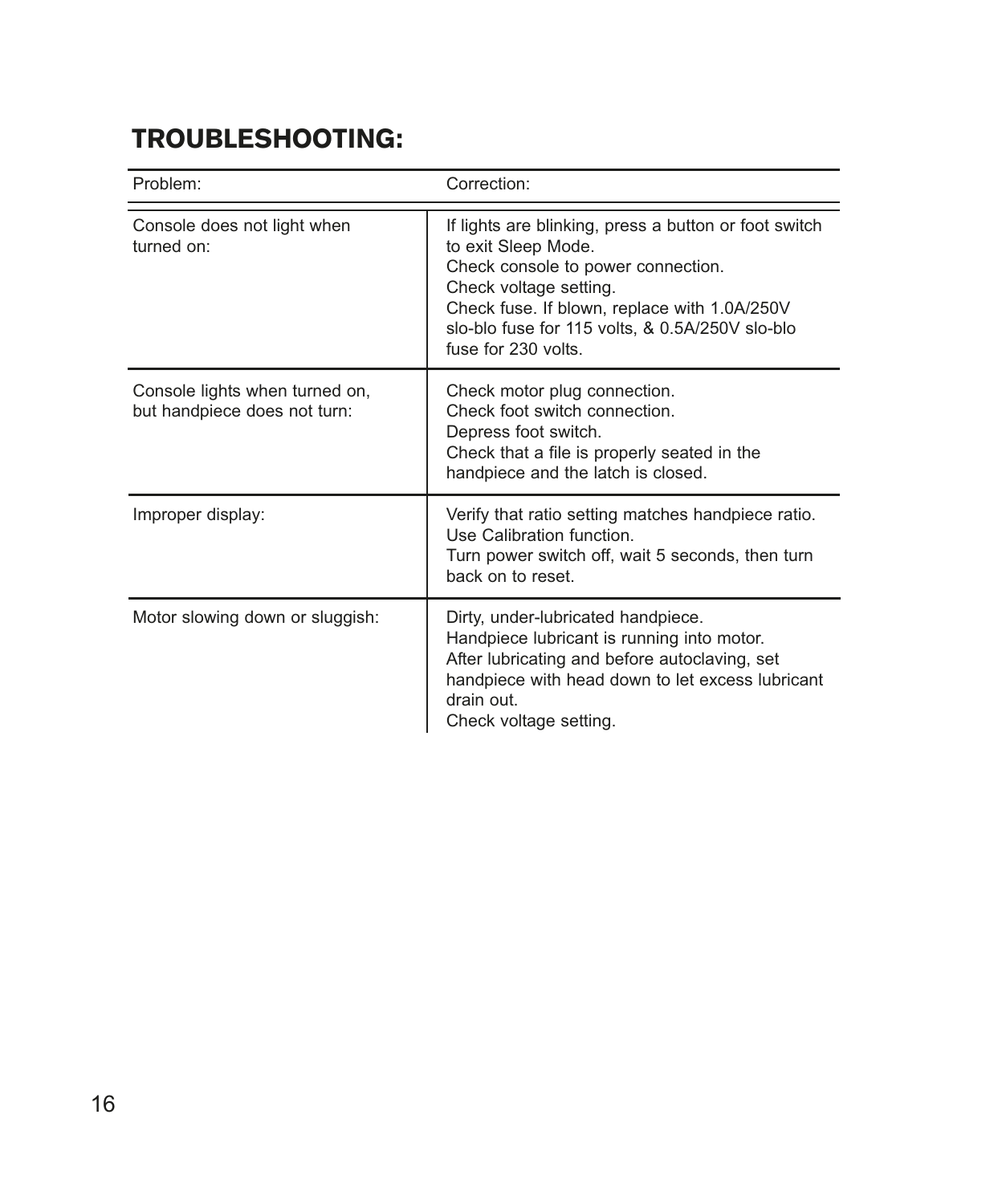# TROUBLESHOOTING:

| Problem: | Correction: |
| --- | --- |
| Console does not light when turned on: | If lights are blinking, press a button or foot switch to exit Sleep Mode.<br>Check console to power connection.<br>Check voltage setting.<br>Check fuse. If blown, replace with 1.0A/250V slo-blo fuse for 115 volts, & 0.5A/250V slo-blo fuse for 230 volts. |
| Console lights when turned on, but handpiece does not turn: | Check motor plug connection.<br>Check foot switch connection.<br>Depress foot switch.<br>Check that a file is properly seated in the handpiece and the latch is closed. |
| Improper display: | Verify that ratio setting matches handpiece ratio.<br>Use Calibration function.<br>Turn power switch off, wait 5 seconds, then turn back on to reset. |
| Motor slowing down or sluggish: | Dirty, under-lubricated handpiece.<br>Handpiece lubricant is running into motor.<br>After lubricating and before autoclaving, set handpiece with head down to let excess lubricant drain out.<br>Check voltage setting. |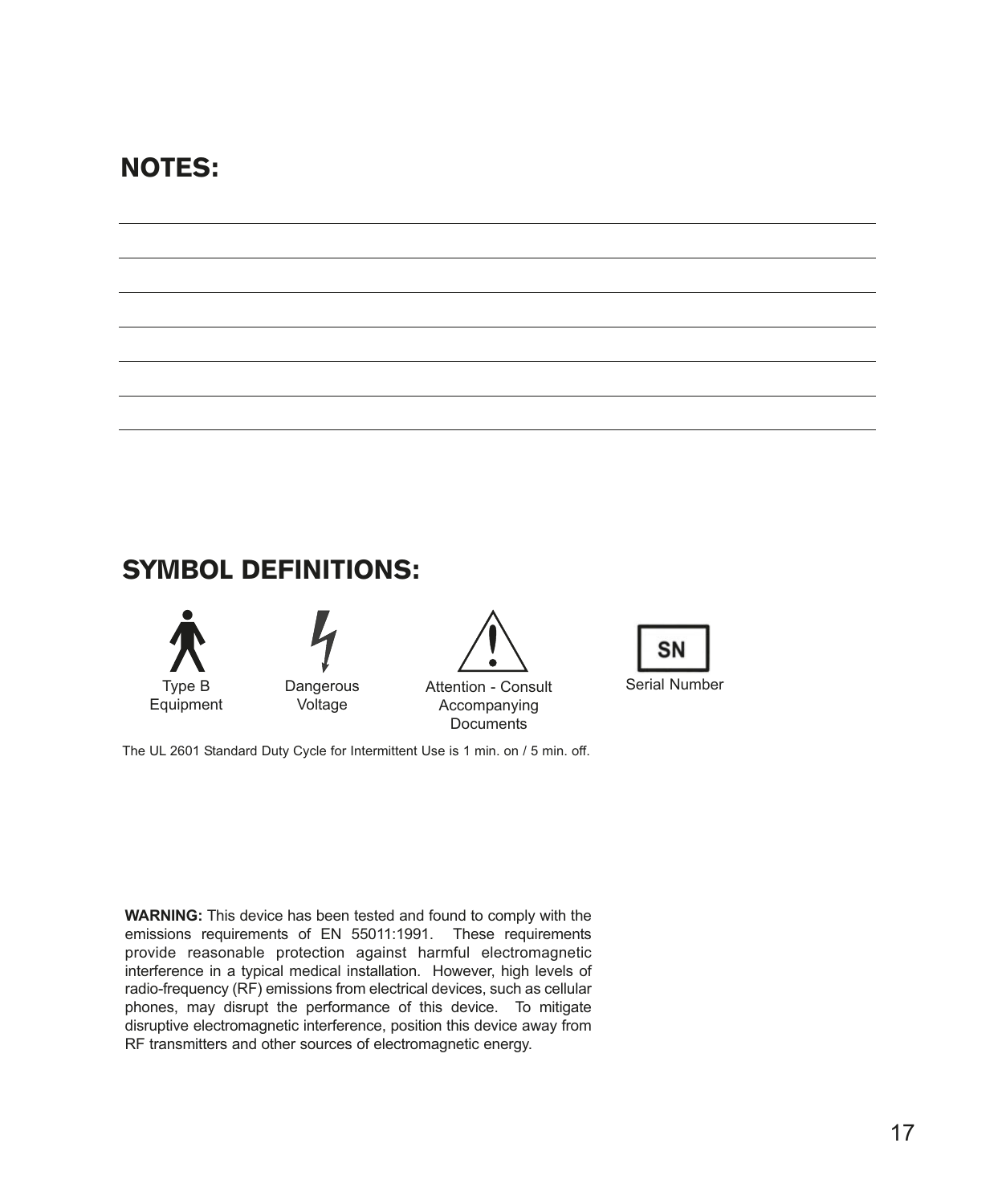## NOTES:

## SYMBOL DEFINITIONS:

Type B Equipment

Dangerous Voltage

Attention - Consult Accompanying Documents

Serial Number

The UL 2601 Standard Duty Cycle for Intermittent Use is 1 min. on / 5 min. off.

**WARNING:** This device has been tested and found to comply with the emissions requirements of EN 55011:1991. These requirements provide reasonable protection against harmful electromagnetic interference in a typical medical installation. However, high levels of radio-frequency (RF) emissions from electrical devices, such as cellular phones, may disrupt the performance of this device. To mitigate disruptive electromagnetic interference, position this device away from RF transmitters and other sources of electromagnetic energy.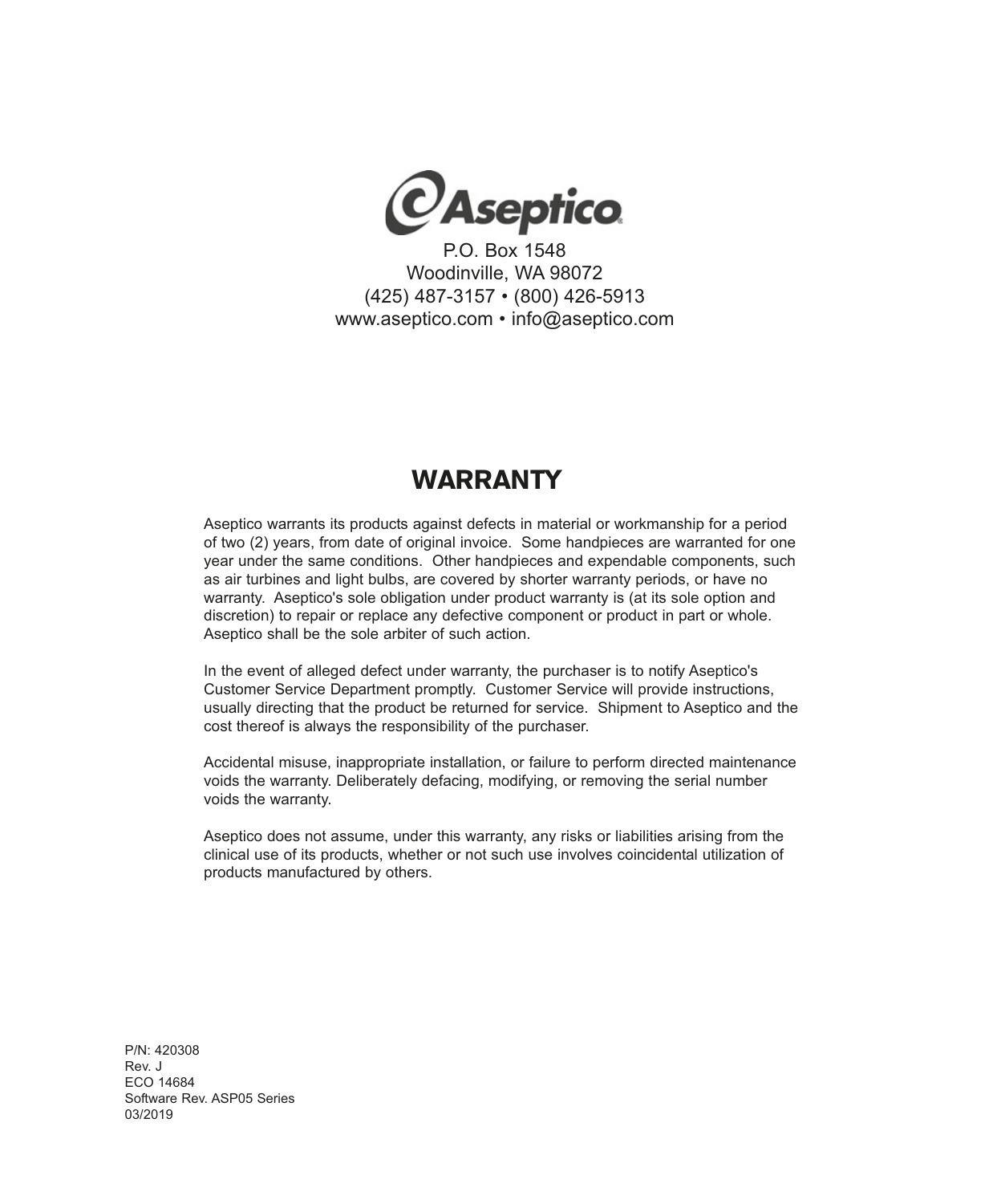Aseptico

P.O. Box 1548
Woodinville, WA 98072
(425) 487-3157 • (800) 426-5913
www.aseptico.com • info@aseptico.com

# WARRANTY

Aseptico warrants its products against defects in material or workmanship for a period of two (2) years, from date of original invoice. Some handpieces are warranted for one year under the same conditions. Other handpieces and expendable components, such as air turbines and light bulbs, are covered by shorter warranty periods, or have no warranty. Aseptico's sole obligation under product warranty is (at its sole option and discretion) to repair or replace any defective component or product in part or whole. Aseptico shall be the sole arbiter of such action.

In the event of alleged defect under warranty, the purchaser is to notify Aseptico's Customer Service Department promptly. Customer Service will provide instructions, usually directing that the product be returned for service. Shipment to Aseptico and the cost thereof is always the responsibility of the purchaser.

Accidental misuse, inappropriate installation, or failure to perform directed maintenance voids the warranty. Deliberately defacing, modifying, or removing the serial number voids the warranty.

Aseptico does not assume, under this warranty, any risks or liabilities arising from the clinical use of its products, whether or not such use involves coincidental utilization of products manufactured by others.

P/N: 420308
Rev. J
ECO 14684
Software Rev. ASP05 Series
03/2019